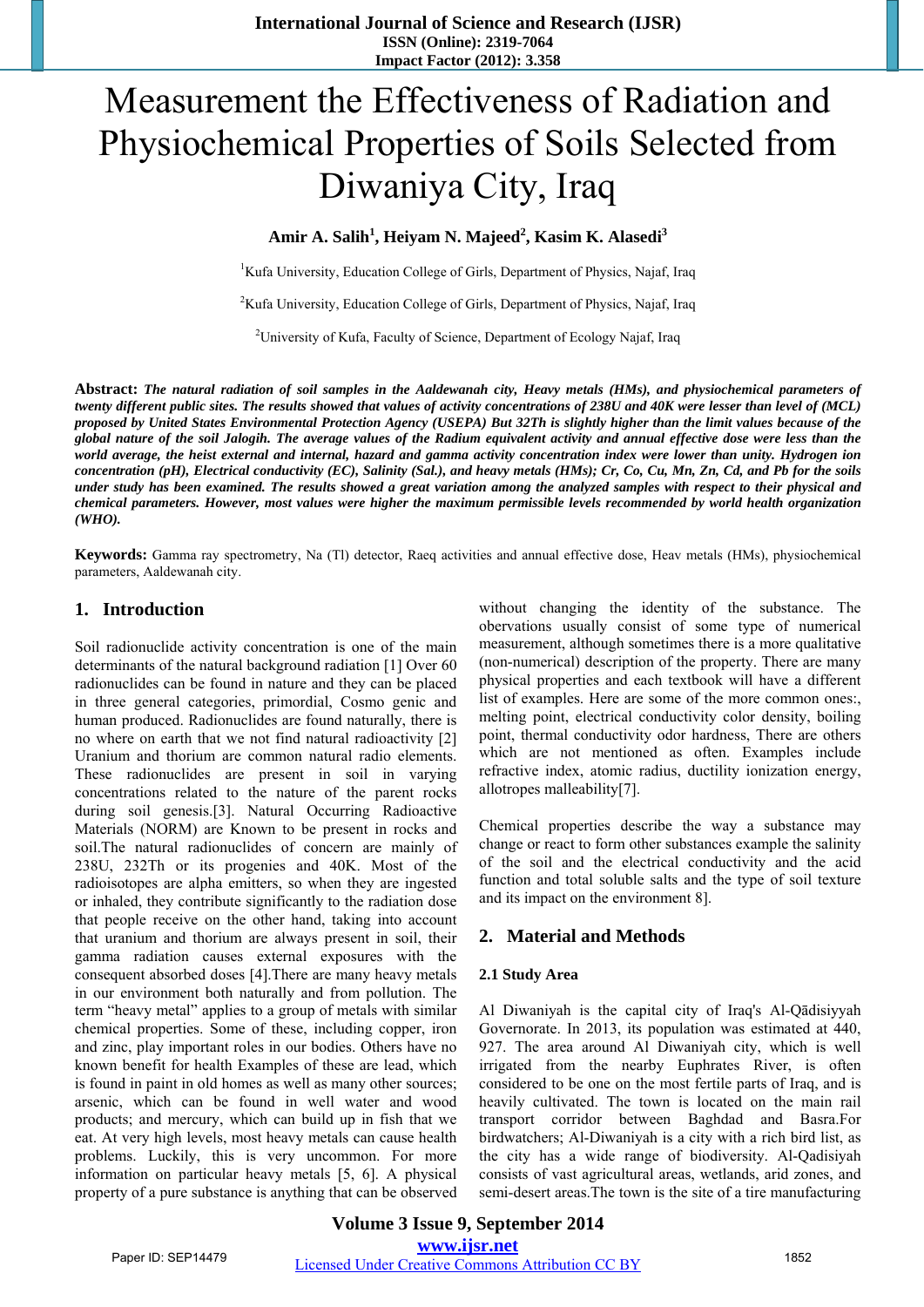# Measurement the Effectiveness of Radiation and Physiochemical Properties of Soils Selected from Diwaniya City, Iraq

**Amir A. Salih[1], Heiyam N. Majeed[2], Kasim K. Alasedi[3]**

[1]Kufa University, Education College of Girls, Department of Physics, Najaf, Iraq

[2]Kufa University, Education College of Girls, Department of Physics, Najaf, Iraq

[2]University of Kufa, Faculty of Science, Department of Ecology Najaf, Iraq

**Abstract:** ***The natural radiation of soil samples in the Aaldewanah city, Heavy metals (HMs), and physiochemical parameters of twenty different public sites. The results showed that values of activity concentrations of 238U and 40K were lesser than level of (MCL) proposed by United States Environmental Protection Agency (USEPA) But 32Th is slightly higher than the limit values because of the global nature of the soil Jalogih. The average values of the Radium equivalent activity and annual effective dose were less than the world average, the heist external and internal, hazard and gamma activity concentration index were lower than unity. Hydrogen ion concentration (pH), Electrical conductivity (EC), Salinity (Sal.), and heavy metals (HMs); Cr, Co, Cu, Mn, Zn, Cd, and Pb for the soils under study has been examined. The results showed a great variation among the analyzed samples with respect to their physical and chemical parameters. However, most values were higher the maximum permissible levels recommended by world health organization (WHO).***

**Keywords:** Gamma ray spectrometry, Na (Tl) detector, Raeq activities and annual effective dose, Heav metals (HMs), physiochemical parameters, Aaldewanah city.

## 1. Introduction

Soil radionuclide activity concentration is one of the main determinants of the natural background radiation [1] Over 60 radionuclides can be found in nature and they can be placed in three general categories, primordial, Cosmo genic and human produced. Radionuclides are found naturally, there is no where on earth that we not find natural radioactivity [2] Uranium and thorium are common natural radio elements. These radionuclides are present in soil in varying concentrations related to the nature of the parent rocks during soil genesis.[3]. Natural Occurring Radioactive Materials (NORM) are Known to be present in rocks and soil.The natural radionuclides of concern are mainly of 238U, 232Th or its progenies and 40K. Most of the radioisotopes are alpha emitters, so when they are ingested or inhaled, they contribute significantly to the radiation dose that people receive on the other hand, taking into account that uranium and thorium are always present in soil, their gamma radiation causes external exposures with the consequent absorbed doses [4].There are many heavy metals in our environment both naturally and from pollution. The term "heavy metal" applies to a group of metals with similar chemical properties. Some of these, including copper, iron and zinc, play important roles in our bodies. Others have no known benefit for health Examples of these are lead, which is found in paint in old homes as well as many other sources; arsenic, which can be found in well water and wood products; and mercury, which can build up in fish that we eat. At very high levels, most heavy metals can cause health problems. Luckily, this is very uncommon. For more information on particular heavy metals [5, 6]. A physical property of a pure substance is anything that can be observed without changing the identity of the substance. The obervations usually consist of some type of numerical measurement, although sometimes there is a more qualitative (non-numerical) description of the property. There are many physical properties and each textbook will have a different list of examples. Here are some of the more common ones:, melting point, electrical conductivity color density, boiling point, thermal conductivity odor hardness, There are others which are not mentioned as often. Examples include refractive index, atomic radius, ductility ionization energy, allotropes malleability[7].

Chemical properties describe the way a substance may change or react to form other substances example the salinity of the soil and the electrical conductivity and the acid function and total soluble salts and the type of soil texture and its impact on the environment 8].

## 2. Material and Methods

### 2.1 Study Area

Al Diwaniyah is the capital city of Iraq's Al-Qādisiyyah Governorate. In 2013, its population was estimated at 440, 927. The area around Al Diwaniyah city, which is well irrigated from the nearby Euphrates River, is often considered to be one of the most fertile parts of Iraq, and is heavily cultivated. The town is located on the main rail transport corridor between Baghdad and Basra.For birdwatchers; Al-Diwaniyah is a city with a rich bird list, as the city has a wide range of biodiversity. Al-Qadisiyah consists of vast agricultural areas, wetlands, arid zones, and semi-desert areas.The town is the site of a tire manufacturing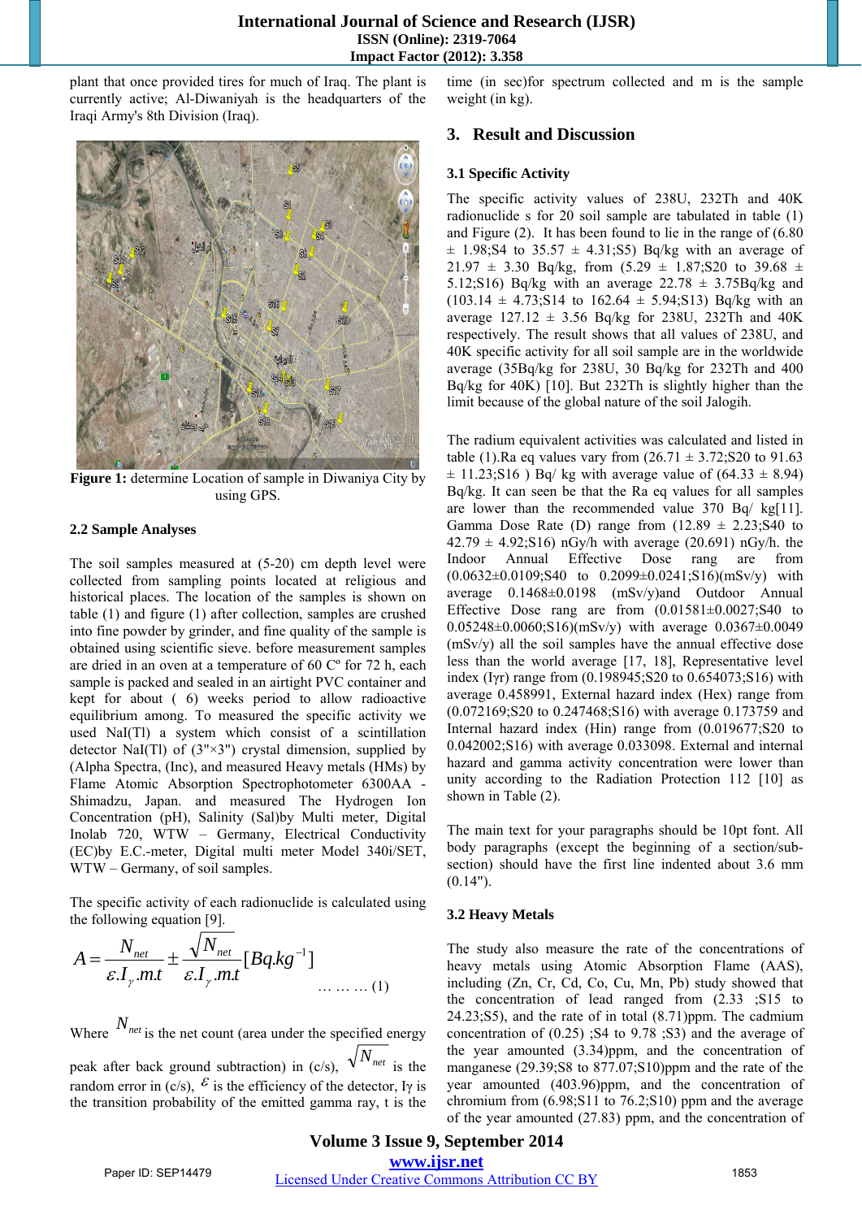plant that once provided tires for much of Iraq. The plant is currently active; Al-Diwaniyah is the headquarters of the Iraqi Army's 8th Division (Iraq).

**Figure 1:** determine Location of sample in Diwaniya City by using GPS.

### 2.2 Sample Analyses

The soil samples measured at (5-20) cm depth level were collected from sampling points located at religious and historical places. The location of the samples is shown on table (1) and figure (1) after collection, samples are crushed into fine powder by grinder, and fine quality of the sample is obtained using scientific sieve. before measurement samples are dried in an oven at a temperature of 60 Cº for 72 h, each sample is packed and sealed in an airtight PVC container and kept for about ( 6) weeks period to allow radioactive equilibrium among. To measured the specific activity we used NaI(Tl) a system which consist of a scintillation detector NaI(Tl) of (3"×3") crystal dimension, supplied by (Alpha Spectra, (Inc), and measured Heavy metals (HMs) by Flame Atomic Absorption Spectrophotometer 6300AA - Shimadzu, Japan. and measured The Hydrogen Ion Concentration (pH), Salinity (Sal)by Multi meter, Digital Inolab 720, WTW – Germany, Electrical Conductivity (EC)by E.C.-meter, Digital multi meter Model 340i/SET, WTW – Germany, of soil samples.

The specific activity of each radionuclide is calculated using the following equation [9].

$$A = \frac{N_{net}}{\varepsilon . I_{\gamma} . m . t} \pm \frac{\sqrt{N_{net}}}{\varepsilon . I_{\gamma} . m . t} [Bq.kg^{-1}] \quad \ldots\ldots\ldots (1)$$

Where $N_{net}$ is the net count (area under the specified energy peak after back ground subtraction) in (c/s), $\sqrt{N_{net}}$ is the random error in (c/s), $\varepsilon$ is the efficiency of the detector, $I\gamma$ is the transition probability of the emitted gamma ray, t is the time (in sec)for spectrum collected and m is the sample weight (in kg).

## 3. Result and Discussion

### 3.1 Specific Activity

The specific activity values of 238U, 232Th and 40K radionuclide s for 20 soil sample are tabulated in table (1) and Figure (2). It has been found to lie in the range of (6.80 ± 1.98;S4 to 35.57 ± 4.31;S5) Bq/kg with an average of 21.97 ± 3.30 Bq/kg, from (5.29 ± 1.87;S20 to 39.68 ± 5.12;S16) Bq/kg with an average 22.78 ± 3.75Bq/kg and (103.14 ± 4.73;S14 to 162.64 ± 5.94;S13) Bq/kg with an average 127.12 ± 3.56 Bq/kg for 238U, 232Th and 40K respectively. The result shows that all values of 238U, and 40K specific activity for all soil sample are in the worldwide average (35Bq/kg for 238U, 30 Bq/kg for 232Th and 400 Bq/kg for 40K) [10]. But 232Th is slightly higher than the limit because of the global nature of the soil Jalogih.

The radium equivalent activities was calculated and listed in table (1).Ra eq values vary from (26.71 ± 3.72;S20 to 91.63 ± 11.23;S16 ) Bq/ kg with average value of (64.33 ± 8.94) Bq/kg. It can seen be that the Ra eq values for all samples are lower than the recommended value 370 Bq/ kg[11]. Gamma Dose Rate (D) range from (12.89 ± 2.23;S40 to 42.79 ± 4.92;S16) nGy/h with average (20.691) nGy/h. the Indoor Annual Effective Dose rang are from (0.0632±0.0109;S40 to 0.2099±0.0241;S16)(mSv/y) with average 0.1468±0.0198 (mSv/y)and Outdoor Annual Effective Dose rang are from (0.01581±0.0027;S40 to 0.05248±0.0060;S16)(mSv/y) with average 0.0367±0.0049 (mSv/y) all the soil samples have the annual effective dose less than the world average [17, 18], Representative level index (Iγr) range from (0.198945;S20 to 0.654073;S16) with average 0.458991, External hazard index (Hex) range from (0.072169;S20 to 0.247468;S16) with average 0.173759 and Internal hazard index (Hin) range from (0.019677;S20 to 0.042002;S16) with average 0.033098. External and internal hazard and gamma activity concentration were lower than unity according to the Radiation Protection 112 [10] as shown in Table (2).

The main text for your paragraphs should be 10pt font. All body paragraphs (except the beginning of a section/sub-section) should have the first line indented about 3.6 mm (0.14").

### 3.2 Heavy Metals

The study also measure the rate of the concentrations of heavy metals using Atomic Absorption Flame (AAS), including (Zn, Cr, Cd, Co, Cu, Mn, Pb) study showed that the concentration of lead ranged from (2.33 ;S15 to 24.23;S5), and the rate of in total (8.71)ppm. The cadmium concentration of (0.25) ;S4 to 9.78 ;S3) and the average of the year amounted (3.34)ppm, and the concentration of manganese (29.39;S8 to 877.07;S10)ppm and the rate of the year amounted (403.96)ppm, and the concentration of chromium from (6.98;S11 to 76.2;S10) ppm and the average of the year amounted (27.83) ppm, and the concentration of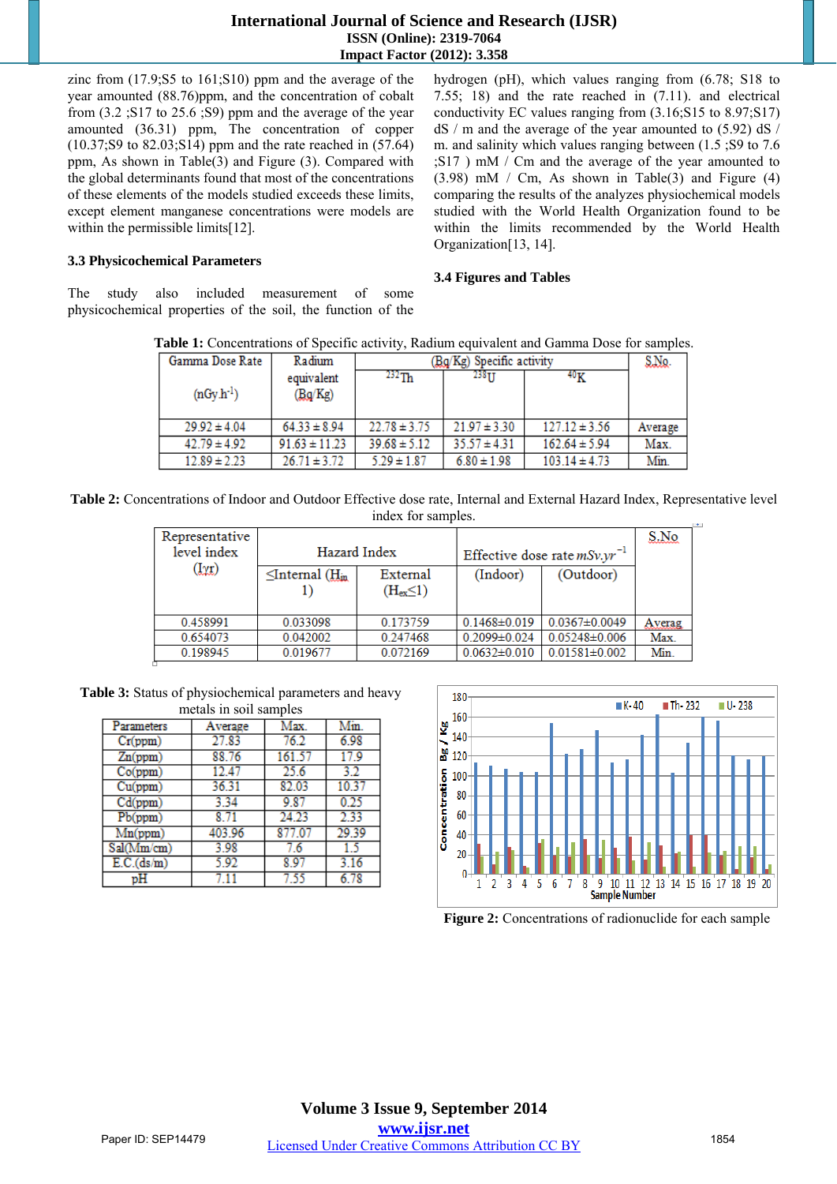zinc from (17.9;S5 to 161;S10) ppm and the average of the year amounted (88.76)ppm, and the concentration of cobalt from (3.2 ;S17 to 25.6 ;S9) ppm and the average of the year amounted (36.31) ppm, The concentration of copper (10.37;S9 to 82.03;S14) ppm and the rate reached in (57.64) ppm, As shown in Table(3) and Figure (3). Compared with the global determinants found that most of the concentrations of these elements of the models studied exceeds these limits, except element manganese concentrations were models are within the permissible limits[12].

### 3.3 Physicochemical Parameters

The study also included measurement of some physicochemical properties of the soil, the function of the hydrogen (pH), which values ranging from (6.78; S18 to 7.55; 18) and the rate reached in (7.11). and electrical conductivity EC values ranging from (3.16;S15 to 8.97;S17) dS / m and the average of the year amounted to (5.92) dS / m. and salinity which values ranging between (1.5 ;S9 to 7.6 ;S17 ) mM / Cm and the average of the year amounted to (3.98) mM / Cm, As shown in Table(3) and Figure (4) comparing the results of the analyzes physiochemical models studied with the World Health Organization found to be within the limits recommended by the World Health Organization[13, 14].

### 3.4 Figures and Tables

**Table 1:** Concentrations of Specific activity, Radium equivalent and Gamma Dose for samples.

| Gamma Dose Rate ($nGy.h^{-1}$) | Radium equivalent (Bq/Kg) | (Bq/Kg) Specific activity $^{232}Th$ | $^{238}U$ | $^{40}K$ | S.No. |
|---|---|---|---|---|---|
| 29.92 ± 4.04 | 64.33 ± 8.94 | 22.78 ± 3.75 | 21.97 ± 3.30 | 127.12 ± 3.56 | Average |
| 42.79 ± 4.92 | 91.63 ± 11.23 | 39.68 ± 5.12 | 35.57 ± 4.31 | 162.64 ± 5.94 | Max. |
| 12.89 ± 2.23 | 26.71 ± 3.72 | 5.29 ± 1.87 | 6.80 ± 1.98 | 103.14 ± 4.73 | Min. |

**Table 2:** Concentrations of Indoor and Outdoor Effective dose rate, Internal and External Hazard Index, Representative level index for samples.

| Representative level index ($I_{\gamma r}$) | Hazard Index | | Effective dose rate $mSv.yr^{-1}$ | | S.No |
|---|---|---|---|---|---|
| | ≤Internal ($H_{in}$ 1) | External ($H_{ex}$≤1) | (Indoor) | (Outdoor) | |
| 0.458991 | 0.033098 | 0.173759 | 0.1468±0.019 | 0.0367±0.0049 | Averag |
| 0.654073 | 0.042002 | 0.247468 | 0.2099±0.024 | 0.05248±0.006 | Max. |
| 0.198945 | 0.019677 | 0.072169 | 0.0632±0.010 | 0.01581±0.002 | Min. |

**Table 3:** Status of physiochemical parameters and heavy metals in soil samples

| Parameters | Average | Max. | Min. |
|---|---|---|---|
| Cr(ppm) | 27.83 | 76.2 | 6.98 |
| Zn(ppm) | 88.76 | 161.57 | 17.9 |
| Co(ppm) | 12.47 | 25.6 | 3.2 |
| Cu(ppm) | 36.31 | 82.03 | 10.37 |
| Cd(ppm) | 3.34 | 9.87 | 0.25 |
| Pb(ppm) | 8.71 | 24.23 | 2.33 |
| Mn(ppm) | 403.96 | 877.07 | 29.39 |
| Sal(Mm/cm) | 3.98 | 7.6 | 1.5 |
| E.C.(ds/m) | 5.92 | 8.97 | 3.16 |
| pH | 7.11 | 7.55 | 6.78 |

**Figure 2:** Concentrations of radionuclide for each sample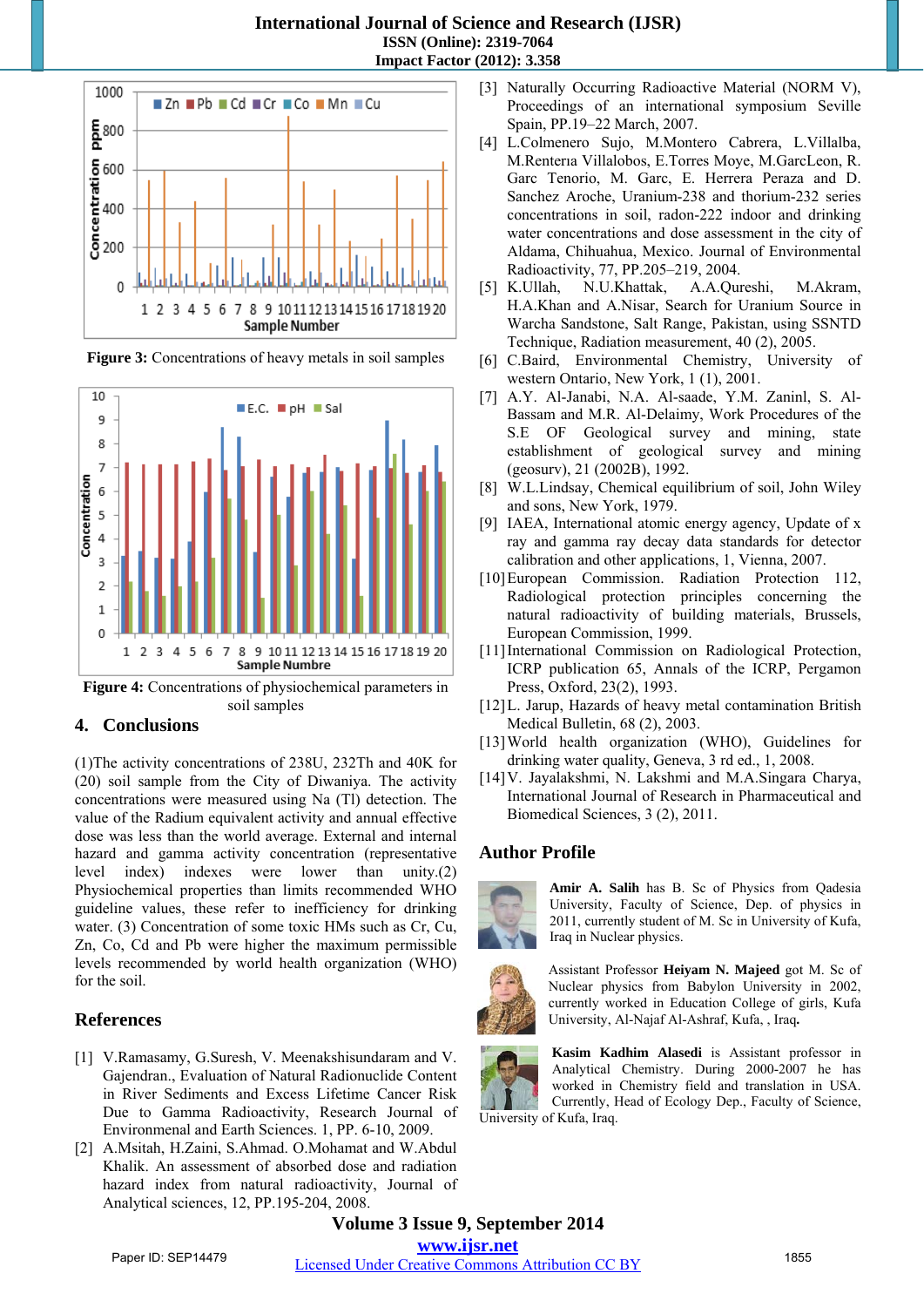1000
800
600
400
200
0
Concentration ppm
Zn Pb Cd Cr Co Mn Cu
1 2 3 4 5 6 7 8 9 10 11 12 13 14 15 16 17 18 19 20
Sample Number

**Figure 3:** Concentrations of heavy metals in soil samples

10
9
8
7
6
5
4
3
2
1
0
Concentration
E.C. pH Sal
1 2 3 4 5 6 7 8 9 10 11 12 13 14 15 16 17 18 19 20
Sample Numbre

**Figure 4:** Concentrations of physiochemical parameters in soil samples

## 4. Conclusions

(1)The activity concentrations of 238U, 232Th and 40K for (20) soil sample from the City of Diwaniya. The activity concentrations were measured using Na (Tl) detection. The value of the Radium equivalent activity and annual effective dose was less than the world average. External and internal hazard and gamma activity concentration (representative level index) indexes were lower than unity.(2) Physiochemical properties than limits recommended WHO guideline values, these refer to inefficiency for drinking water. (3) Concentration of some toxic HMs such as Cr, Cu, Zn, Co, Cd and Pb were higher the maximum permissible levels recommended by world health organization (WHO) for the soil.

## References

[1] V.Ramasamy, G.Suresh, V. Meenakshisundaram and V. Gajendran., Evaluation of Natural Radionuclide Content in River Sediments and Excess Lifetime Cancer Risk Due to Gamma Radioactivity, Research Journal of Environmental and Earth Sciences. 1, PP. 6-10, 2009.

[2] A.Msitah, H.Zaini, S.Ahmad. O.Mohamat and W.Abdul Khalik. An assessment of absorbed dose and radiation hazard index from natural radioactivity, Journal of Analytical sciences, 12, PP.195-204, 2008.

[3] Naturally Occurring Radioactive Material (NORM V), Proceedings of an international symposium Seville Spain, PP.19–22 March, 2007.

[4] L.Colmenero Sujo, M.Montero Cabrera, L.Villalba, M.Renterıa Villalobos, E.Torres Moye, M.GarcLeon, R. Garc Tenorio, M. Garc, E. Herrera Peraza and D. Sanchez Aroche, Uranium-238 and thorium-232 series concentrations in soil, radon-222 indoor and drinking water concentrations and dose assessment in the city of Aldama, Chihuahua, Mexico. Journal of Environmental Radioactivity, 77, PP.205–219, 2004.

[5] K.Ullah, N.U.Khattak, A.A.Qureshi, M.Akram, H.A.Khan and A.Nisar, Search for Uranium Source in Warcha Sandstone, Salt Range, Pakistan, using SSNTD Technique, Radiation measurement, 40 (2), 2005.

[6] C.Baird, Environmental Chemistry, University of western Ontario, New York, 1 (1), 2001.

[7] A.Y. Al-Janabi, N.A. Al-saade, Y.M. Zaninl, S. Al-Bassam and M.R. Al-Delaimy, Work Procedures of the S.E OF Geological survey and mining, state establishment of geological survey and mining (geosurv), 21 (2002B), 1992.

[8] W.L.Lindsay, Chemical equilibrium of soil, John Wiley and sons, New York, 1979.

[9] IAEA, International atomic energy agency, Update of x ray and gamma ray decay data standards for detector calibration and other applications, 1, Vienna, 2007.

[10] European Commission. Radiation Protection 112, Radiological protection principles concerning the natural radioactivity of building materials, Brussels, European Commission, 1999.

[11] International Commission on Radiological Protection, ICRP publication 65, Annals of the ICRP, Pergamon Press, Oxford, 23(2), 1993.

[12] L. Jarup, Hazards of heavy metal contamination British Medical Bulletin, 68 (2), 2003.

[13] World health organization (WHO), Guidelines for drinking water quality, Geneva, 3 rd ed., 1, 2008.

[14] V. Jayalakshmi, N. Lakshmi and M.A.Singara Charya, International Journal of Research in Pharmaceutical and Biomedical Sciences, 3 (2), 2011.

## Author Profile

**Amir A. Salih** has B. Sc of Physics from Qadesia University, Faculty of Science, Dep. of physics in 2011, currently student of M. Sc in University of Kufa, Iraq in Nuclear physics.

Assistant Professor **Heiyam N. Majeed** got M. Sc of Nuclear physics from Babylon University in 2002, currently worked in Education College of girls, Kufa University, Al-Najaf Al-Ashraf, Kufa, , Iraq.

**Kasim Kadhim Alasedi** is Assistant professor in Analytical Chemistry. During 2000-2007 he has worked in Chemistry field and translation in USA. Currently, Head of Ecology Dep., Faculty of Science, University of Kufa, Iraq.